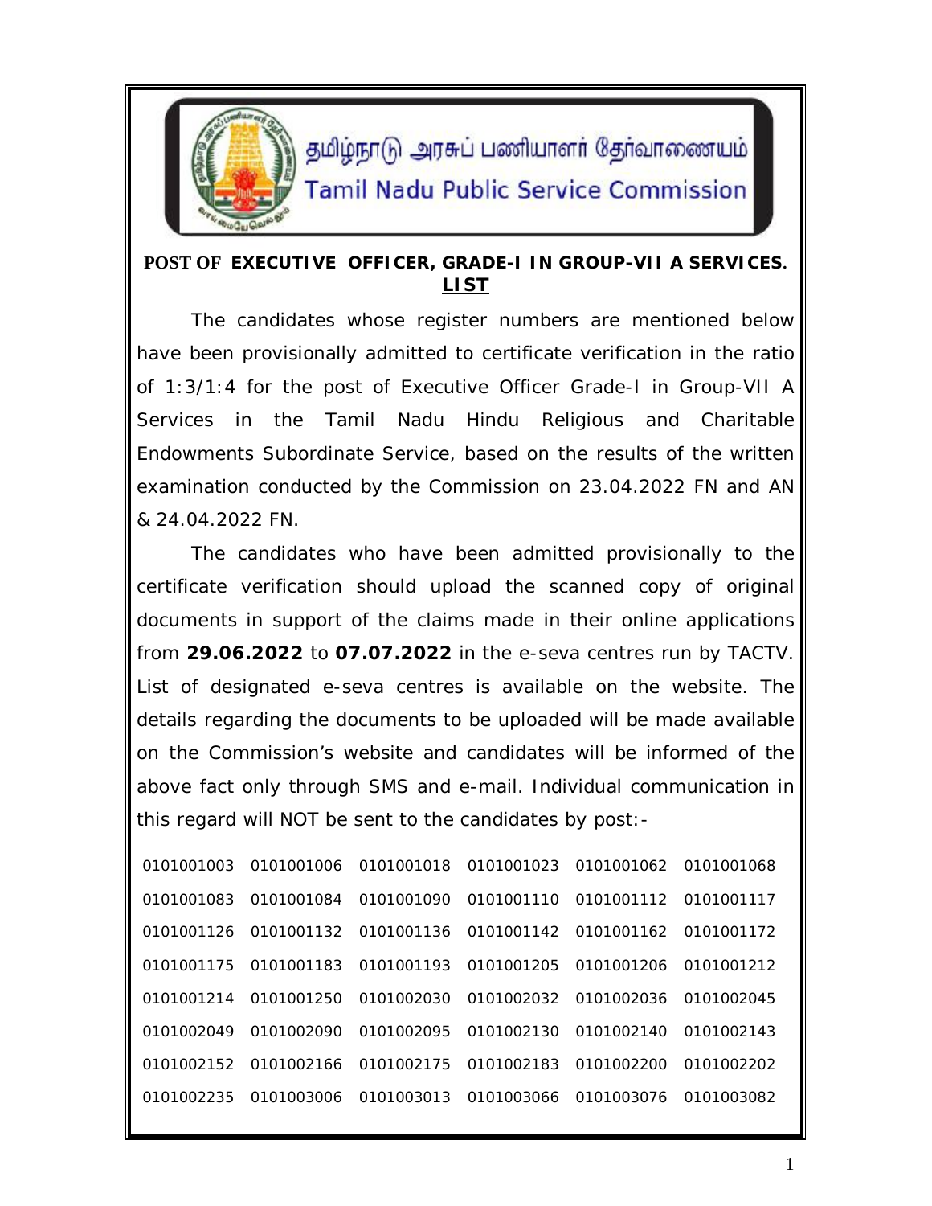தமிழ்நாடு அரசுப் பணியாளர் தேர்வாணையம்

Tamil Nadu Public Service Commission

**POST OF EXECUTIVE OFFICER, GRADE-I IN GROUP-VII A SERVICES.**

**LIST**

The candidates whose register numbers are mentioned below have been provisionally admitted to certificate verification in the ratio of 1:3/1:4 for the post of Executive Officer Grade-I in Group-VII A Services in the Tamil Nadu Hindu Religious and Charitable Endowments Subordinate Service, based on the results of the written examination conducted by the Commission on 23.04.2022 FN and AN & 24.04.2022 FN.

The candidates who have been admitted provisionally to the certificate verification should upload the scanned copy of original documents in support of the claims made in their online applications from **29.06.2022** to **07.07.2022** in the e-seva centres run by TACTV. List of designated e-seva centres is available on the website. The details regarding the documents to be uploaded will be made available on the Commission's website and candidates will be informed of the above fact only through SMS and e-mail. Individual communication in this regard will NOT be sent to the candidates by post:-

| | | | | | |
|---|---|---|---|---|---|
| 0101001003 | 0101001006 | 0101001018 | 0101001023 | 0101001062 | 0101001068 |
| 0101001083 | 0101001084 | 0101001090 | 0101001110 | 0101001112 | 0101001117 |
| 0101001126 | 0101001132 | 0101001136 | 0101001142 | 0101001162 | 0101001172 |
| 0101001175 | 0101001183 | 0101001193 | 0101001205 | 0101001206 | 0101001212 |
| 0101001214 | 0101001250 | 0101002030 | 0101002032 | 0101002036 | 0101002045 |
| 0101002049 | 0101002090 | 0101002095 | 0101002130 | 0101002140 | 0101002143 |
| 0101002152 | 0101002166 | 0101002175 | 0101002183 | 0101002200 | 0101002202 |
| 0101002235 | 0101003006 | 0101003013 | 0101003066 | 0101003076 | 0101003082 |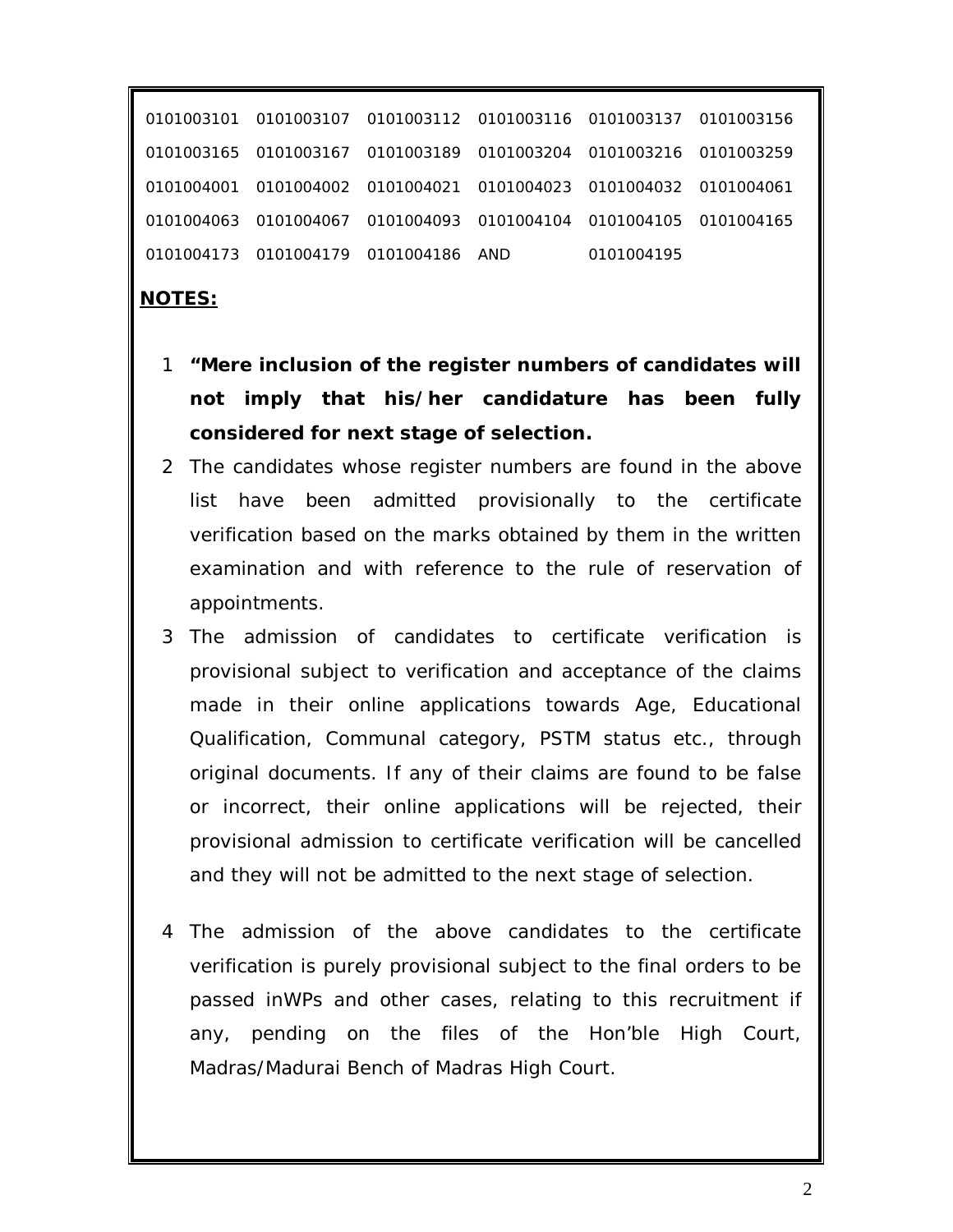| | | | | | |
|---|---|---|---|---|---|
| 0101003101 | 0101003107 | 0101003112 | 0101003116 | 0101003137 | 0101003156 |
| 0101003165 | 0101003167 | 0101003189 | 0101003204 | 0101003216 | 0101003259 |
| 0101004001 | 0101004002 | 0101004021 | 0101004023 | 0101004032 | 0101004061 |
| 0101004063 | 0101004067 | 0101004093 | 0101004104 | 0101004105 | 0101004165 |
| 0101004173 | 0101004179 | 0101004186 | AND | 0101004195 | |

**NOTES:**

1. **"Mere inclusion of the register numbers of candidates will not imply that his/her candidature has been fully considered for next stage of selection.**
2. The candidates whose register numbers are found in the above list have been admitted provisionally to the certificate verification based on the marks obtained by them in the written examination and with reference to the rule of reservation of appointments.
3. The admission of candidates to certificate verification is provisional subject to verification and acceptance of the claims made in their online applications towards Age, Educational Qualification, Communal category, PSTM status etc., through original documents. If any of their claims are found to be false or incorrect, their online applications will be rejected, their provisional admission to certificate verification will be cancelled and they will not be admitted to the next stage of selection.
4. The admission of the above candidates to the certificate verification is purely provisional subject to the final orders to be passed inWPs and other cases, relating to this recruitment if any, pending on the files of the Hon'ble High Court, Madras/Madurai Bench of Madras High Court.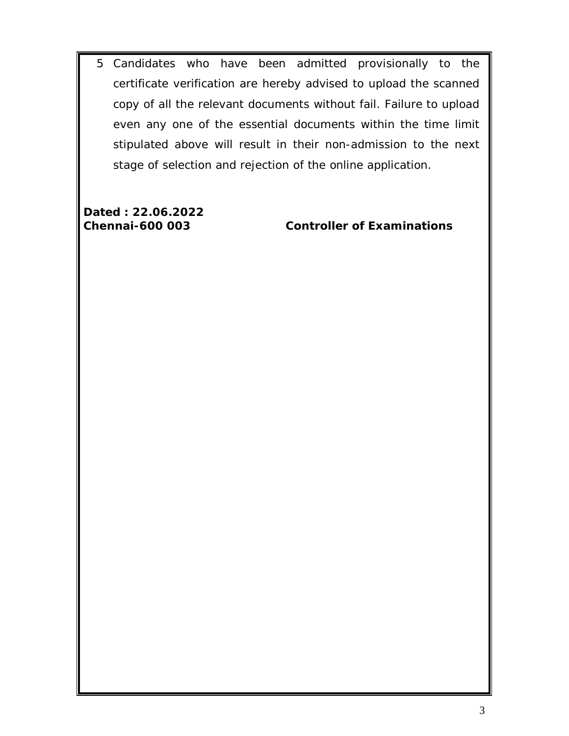5 Candidates who have been admitted provisionally to the certificate verification are hereby advised to upload the scanned copy of all the relevant documents without fail. Failure to upload even any one of the essential documents within the time limit stipulated above will result in their non-admission to the next stage of selection and rejection of the online application.

**Dated : 22.06.2022**
**Chennai-600 003** **Controller of Examinations**